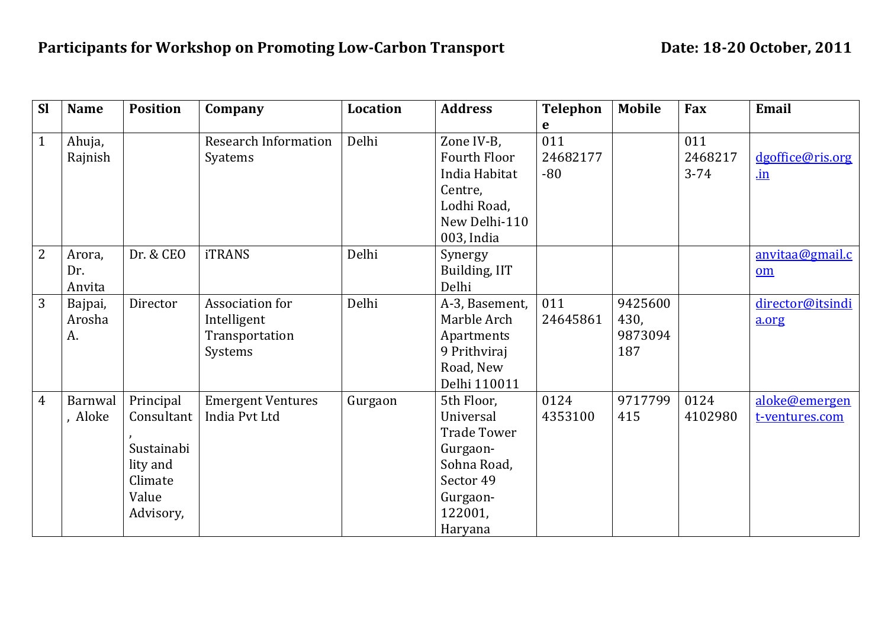**Participants for Workshop on Promoting Low-Carbon Transport** **Date: 18-20 October, 2011**

| Sl | Name | Position | Company | Location | Address | Telephone | Mobile | Fax | Email |
|---|---|---|---|---|---|---|---|---|---|
| 1 | Ahuja, Rajnish | | Research Information Syatems | Delhi | Zone IV-B, Fourth Floor India Habitat Centre, Lodhi Road, New Delhi-110 003, India | 011 24682177 -80 | | 011 24682173-74 | dgoffice@ris.org.in |
| 2 | Arora, Dr. Anvita | Dr. & CEO | iTRANS | Delhi | Synergy Building, IIT Delhi | | | | anvitaa@gmail.com |
| 3 | Bajpai, Arosha A. | Director | Association for Intelligent Transportation Systems | Delhi | A-3, Basement, Marble Arch Apartments 9 Prithviraj Road, New Delhi 110011 | 011 24645861 | 9425600430, 9873094187 | | director@itsindia.org |
| 4 | Barnwal, Aloke | Principal Consultant, Sustainability and Climate Value Advisory, | Emergent Ventures India Pvt Ltd | Gurgaon | 5th Floor, Universal Trade Tower Gurgaon-Sohna Road, Sector 49 Gurgaon-122001, Haryana | 0124 4353100 | 9717799415 | 0124 4102980 | aloke@emergent-ventures.com |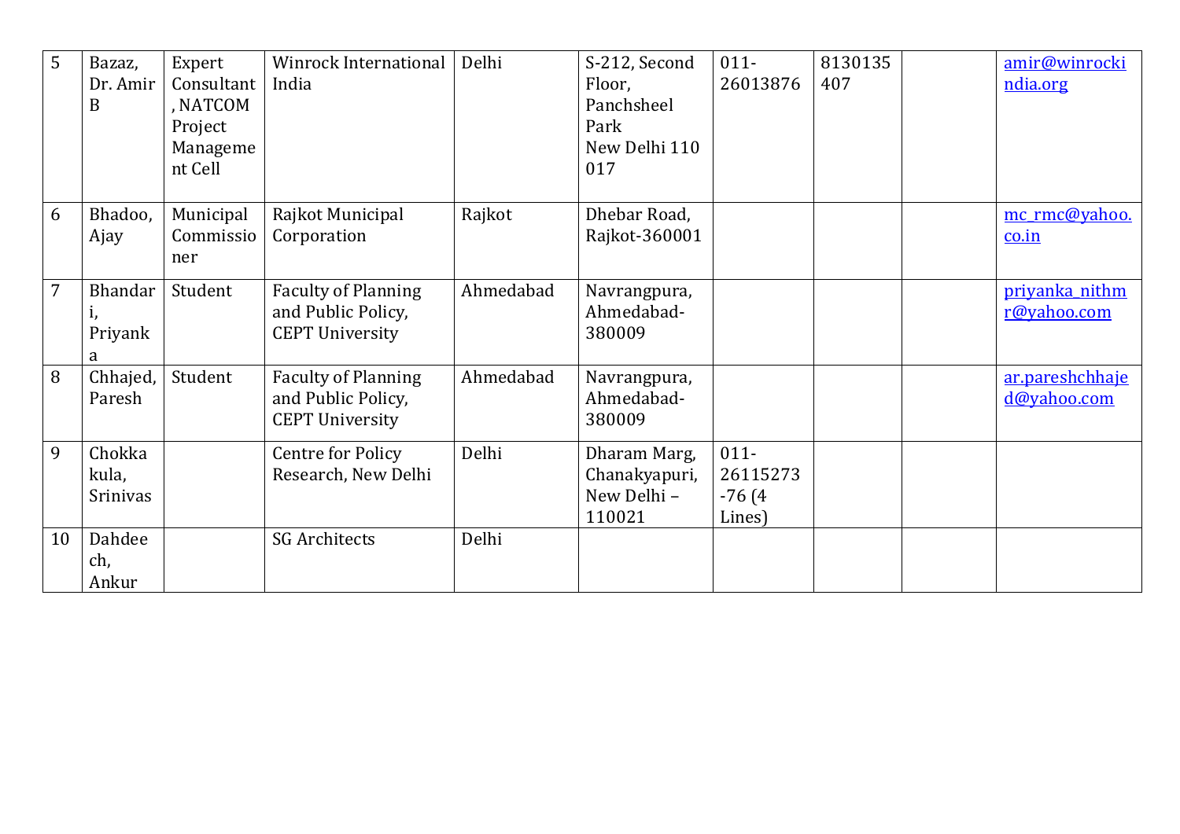| 5 | Bazaz, Dr. Amir B | Expert Consultant, NATCOM Project Management Cell | Winrock International India | Delhi | S-212, Second Floor, Panchsheel Park New Delhi 110 017 | 011-26013876 | 8130135407 | | amir@winrockindia.org |
|---|---|---|---|---|---|---|---|---|---|
| 6 | Bhadoo, Ajay | Municipal Commissioner | Rajkot Municipal Corporation | Rajkot | Dhebar Road, Rajkot-360001 | | | | mc_rmc@yahoo.co.in |
| 7 | Bhandari, Priyanka | Student | Faculty of Planning and Public Policy, CEPT University | Ahmedabad | Navrangpura, Ahmedabad-380009 | | | | priyanka_nithmr@yahoo.com |
| 8 | Chhajed, Paresh | Student | Faculty of Planning and Public Policy, CEPT University | Ahmedabad | Navrangpura, Ahmedabad-380009 | | | | ar.pareshchhajed@yahoo.com |
| 9 | Chokkakula, Srinivas | | Centre for Policy Research, New Delhi | Delhi | Dharam Marg, Chanakyapuri, New Delhi – 110021 | 011-26115273-76 (4 Lines) | | | |
| 10 | Dahdeech, Ankur | | SG Architects | Delhi | | | | | |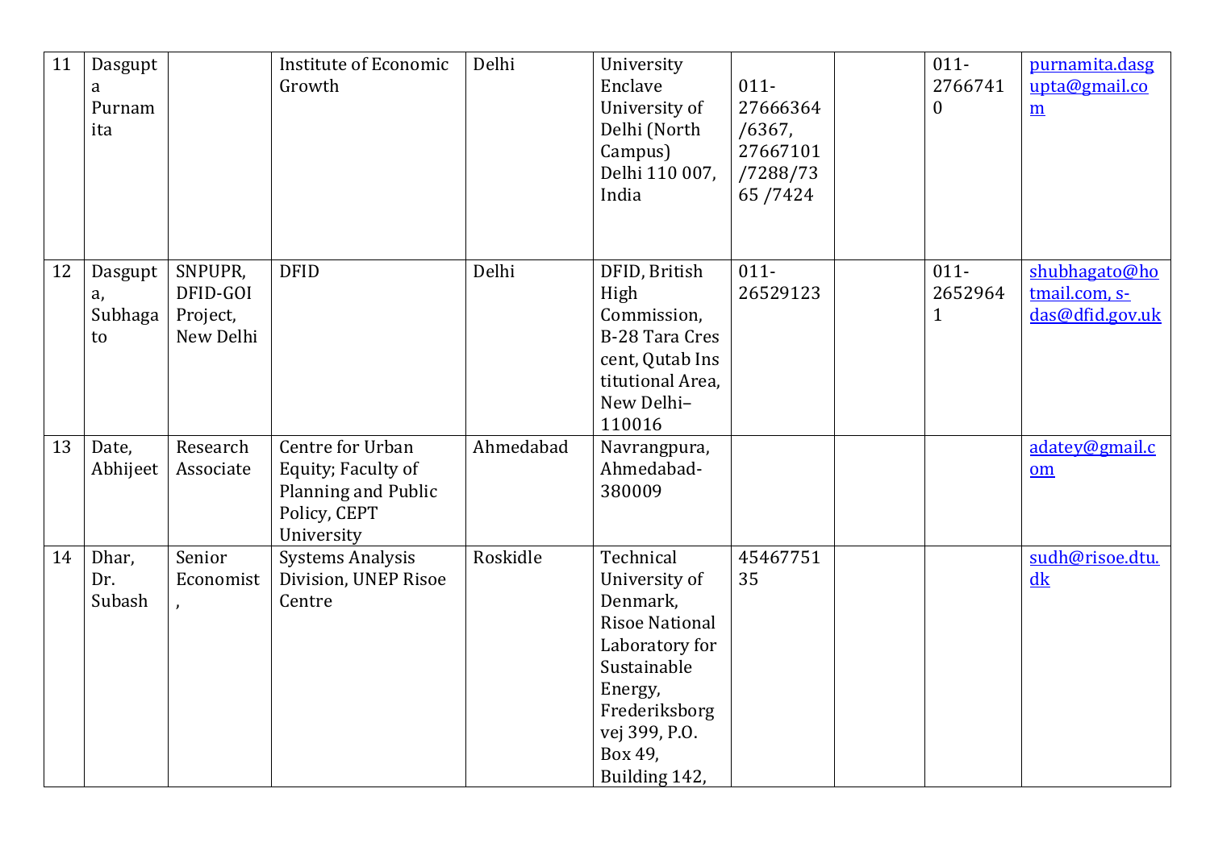| 11 | Dasgupta Purnamita | | Institute of Economic Growth | Delhi | University Enclave University of Delhi (North Campus) Delhi 110 007, India | 011-27666364 /6367, 27667101 /7288/7365 /7424 | | 011-27667410 | purnamita.dasgupta@gmail.com |
|---|---|---|---|---|---|---|---|---|---|
| 12 | Dasgupta, Subhagato | SNPUPR, DFID-GOI Project, New Delhi | DFID | Delhi | DFID, British High Commission, B-28 Tara Crescent, Qutab Institutional Area, New Delhi–110016 | 011-26529123 | | 011-26529641 | shubhagato@hotmail.com, s-das@dfid.gov.uk |
| 13 | Date, Abhijeet | Research Associate | Centre for Urban Equity; Faculty of Planning and Public Policy, CEPT University | Ahmedabad | Navrangpura, Ahmedabad-380009 | | | | adatey@gmail.com |
| 14 | Dhar, Dr. Subash | Senior Economist, | Systems Analysis Division, UNEP Risoe Centre | Roskidle | Technical University of Denmark, Risoe National Laboratory for Sustainable Energy, Frederiksborgvej 399, P.O. Box 49, Building 142, | 4546775135 | | | sudh@risoe.dtu.dk |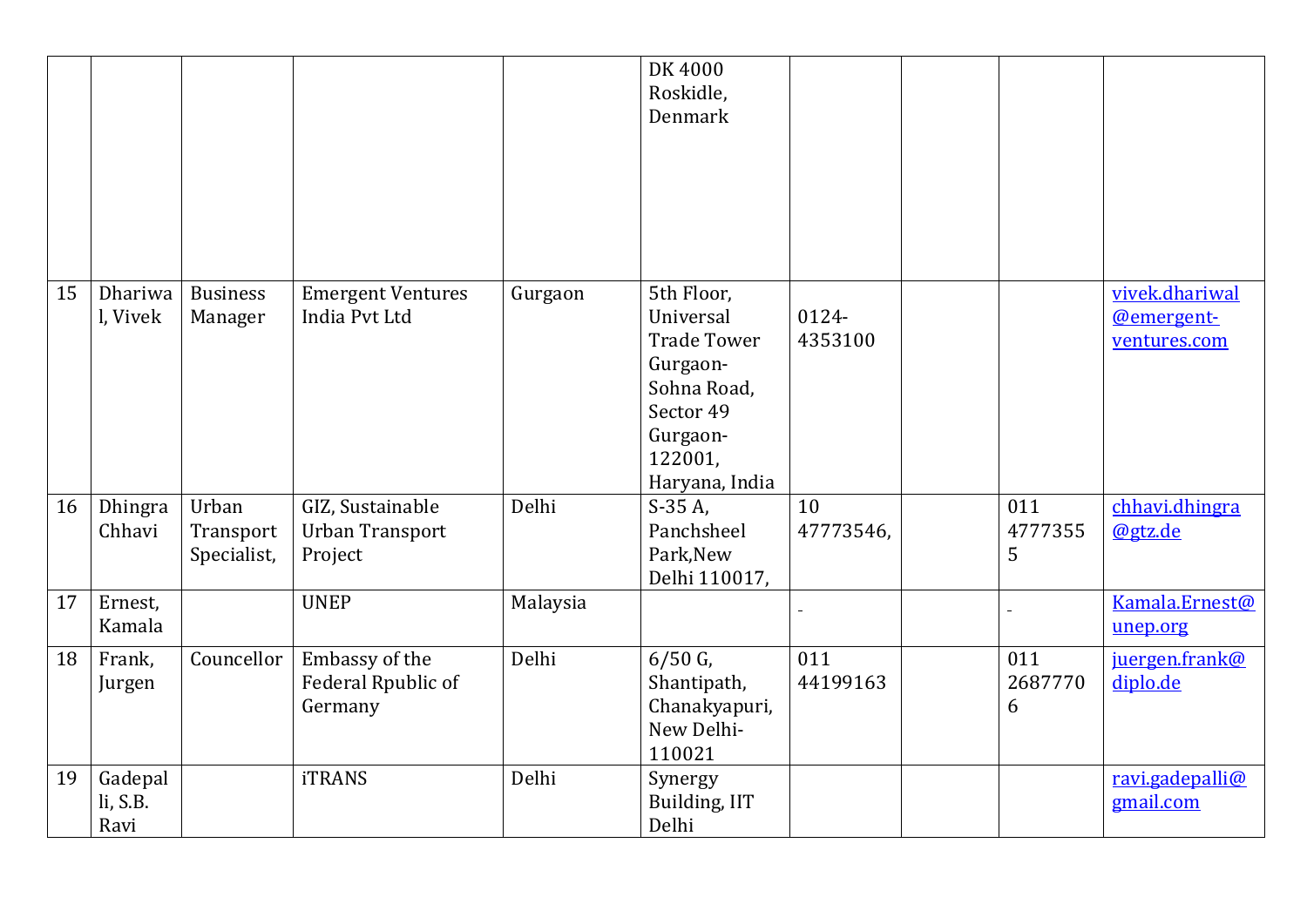|  |  |  |  |  | DK 4000 Roskidle, Denmark |  |  |  |  |
|---|---|---|---|---|---|---|---|---|---|
| 15 | Dhariwal, Vivek | Business Manager | Emergent Ventures India Pvt Ltd | Gurgaon | 5th Floor, Universal Trade Tower Gurgaon-Sohna Road, Sector 49 Gurgaon-122001, Haryana, India | 0124-4353100 |  |  | vivek.dhariwal@emergent-ventures.com |
| 16 | Dhingra Chhavi | Urban Transport Specialist, | GIZ, Sustainable Urban Transport Project | Delhi | S-35 A, Panchsheel Park,New Delhi 110017, | 10 47773546, |  | 011 47773555 | chhavi.dhingra@gtz.de |
| 17 | Ernest, Kamala |  | UNEP | Malaysia |  | - |  | - | Kamala.Ernest@unep.org |
| 18 | Frank, Jurgen | Councellor | Embassy of the Federal Rpublic of Germany | Delhi | 6/50 G, Shantipath, Chanakyapuri, New Delhi-110021 | 011 44199163 |  | 011 26877706 | juergen.frank@diplo.de |
| 19 | Gadepalli, S.B. Ravi |  | iTRANS | Delhi | Synergy Building, IIT Delhi |  |  |  | ravi.gadepalli@gmail.com |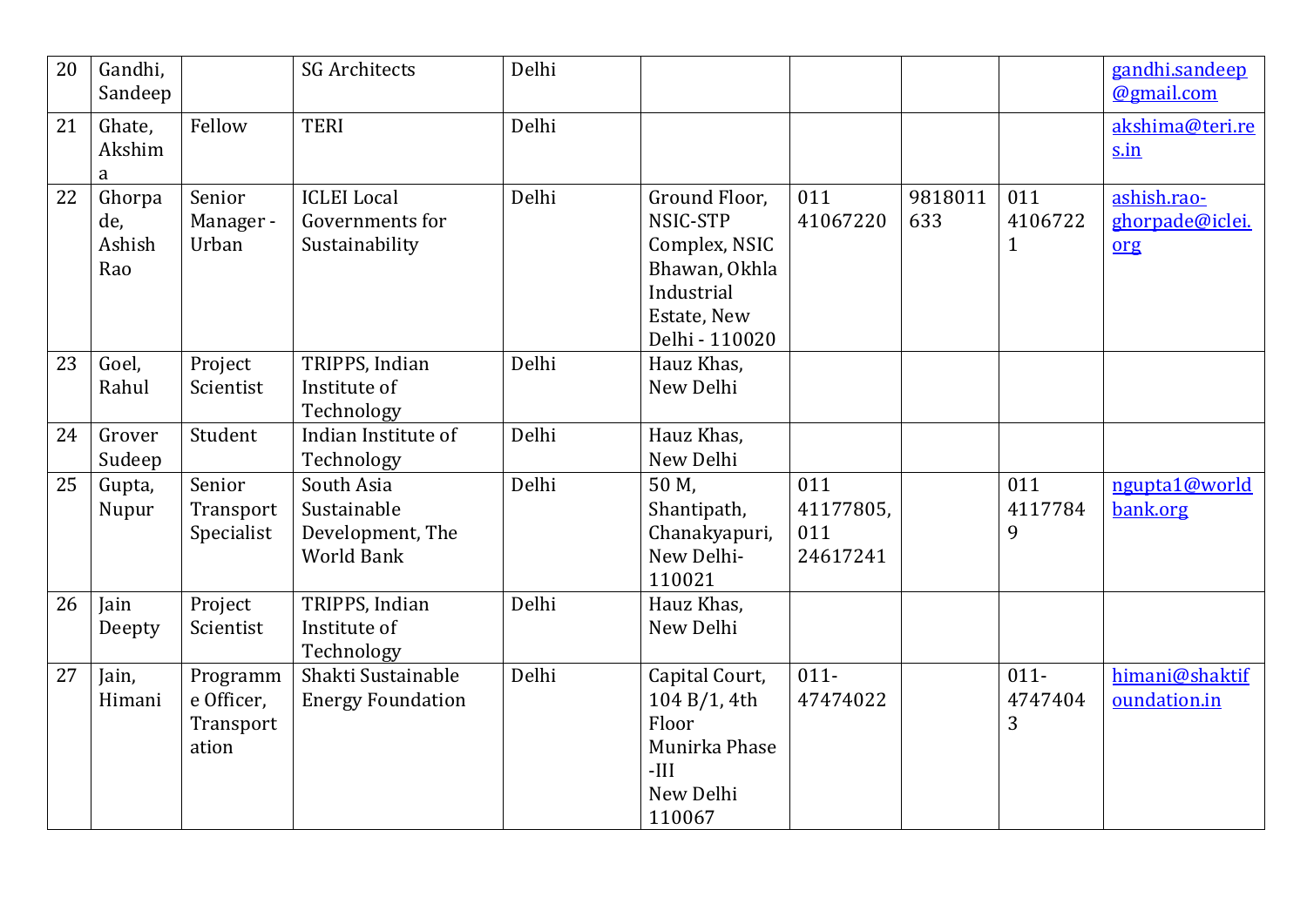| 20 | Gandhi, Sandeep | | SG Architects | Delhi | | | | | gandhi.sandeep@gmail.com |
|---|---|---|---|---|---|---|---|---|---|
| 21 | Ghate, Akshima | Fellow | TERI | Delhi | | | | | akshima@teri.res.in |
| 22 | Ghorpade, Ashish Rao | Senior Manager - Urban | ICLEI Local Governments for Sustainability | Delhi | Ground Floor, NSIC-STP Complex, NSIC Bhawan, Okhla Industrial Estate, New Delhi - 110020 | 011 41067220 | 9818011633 | 011 41067221 | ashish.rao-ghorpade@iclei.org |
| 23 | Goel, Rahul | Project Scientist | TRIPPS, Indian Institute of Technology | Delhi | Hauz Khas, New Delhi | | | | |
| 24 | Grover Sudeep | Student | Indian Institute of Technology | Delhi | Hauz Khas, New Delhi | | | | |
| 25 | Gupta, Nupur | Senior Transport Specialist | South Asia Sustainable Development, The World Bank | Delhi | 50 M, Shantipath, Chanakyapuri, New Delhi-110021 | 011 41177805, 011 24617241 | | 011 41177849 | ngupta1@worldbank.org |
| 26 | Jain Deepty | Project Scientist | TRIPPS, Indian Institute of Technology | Delhi | Hauz Khas, New Delhi | | | | |
| 27 | Jain, Himani | Programme Officer, Transportation | Shakti Sustainable Energy Foundation | Delhi | Capital Court, 104 B/1, 4th Floor Munirka Phase -III New Delhi 110067 | 011-47474022 | | 011-47474043 | himani@shaktifoundation.in |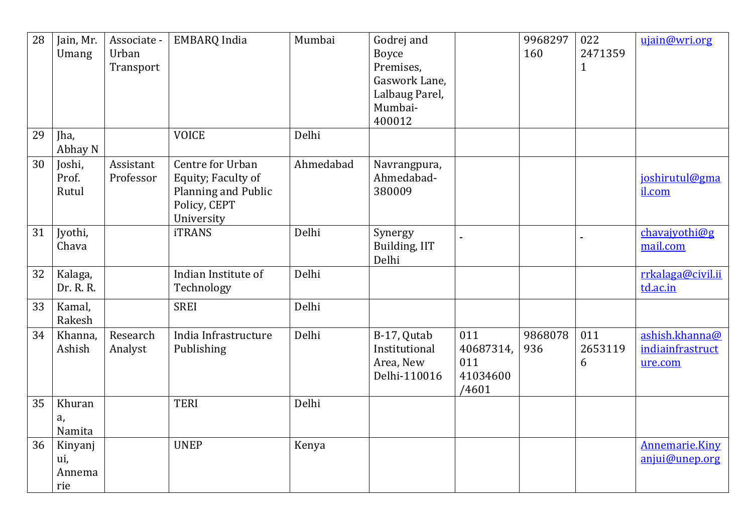| 28 | Jain, Mr. Umang | Associate - Urban Transport | EMBARQ India | Mumbai | Godrej and Boyce Premises, Gaswork Lane, Lalbaug Parel, Mumbai-400012 | | 9968297160 | 022 24713591 | ujain@wri.org |
|---|---|---|---|---|---|---|---|---|---|
| 29 | Jha, Abhay N | | VOICE | Delhi | | | | | |
| 30 | Joshi, Prof. Rutul | Assistant Professor | Centre for Urban Equity; Faculty of Planning and Public Policy, CEPT University | Ahmedabad | Navrangpura, Ahmedabad-380009 | | | | joshirutul@gmail.com |
| 31 | Jyothi, Chava | | iTRANS | Delhi | Synergy Building, IIT Delhi | - | | - | chavajyothi@gmail.com |
| 32 | Kalaga, Dr. R. R. | | Indian Institute of Technology | Delhi | | | | | rrkalaga@civil.iitd.ac.in |
| 33 | Kamal, Rakesh | | SREI | Delhi | | | | | |
| 34 | Khanna, Ashish | Research Analyst | India Infrastructure Publishing | Delhi | B-17, Qutab Institutional Area, New Delhi-110016 | 011 40687314, 011 41034600 /4601 | 9868078936 | 011 26531196 | ashish.khanna@indiainfrastructure.com |
| 35 | Khurana, Namita | | TERI | Delhi | | | | | |
| 36 | Kinyanjui, Annemarie | | UNEP | Kenya | | | | | Annemarie.Kinyanjui@unep.org |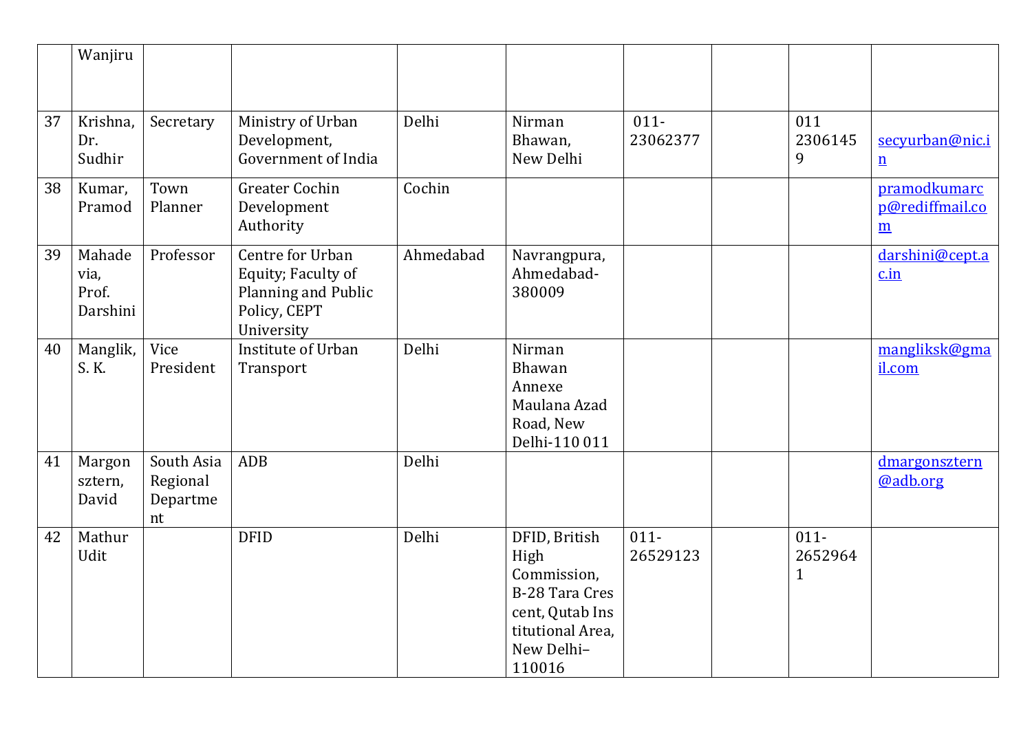|  |  |  |  |  |  |  |  |  |  |
|---|---|---|---|---|---|---|---|---|---|
|  | Wanjiru |  |  |  |  |  |  |  |  |
| 37 | Krishna, Dr. Sudhir | Secretary | Ministry of Urban Development, Government of India | Delhi | Nirman Bhawan, New Delhi | 011-23062377 |  | 011 23061459 | secyurban@nic.in |
| 38 | Kumar, Pramod | Town Planner | Greater Cochin Development Authority | Cochin |  |  |  |  | pramodkumarcp@rediffmail.com |
| 39 | Mahadevia, Prof. Darshini | Professor | Centre for Urban Equity; Faculty of Planning and Public Policy, CEPT University | Ahmedabad | Navrangpura, Ahmedabad-380009 |  |  |  | darshini@cept.ac.in |
| 40 | Manglik, S. K. | Vice President | Institute of Urban Transport | Delhi | Nirman Bhawan Annexe Maulana Azad Road, New Delhi-110 011 |  |  |  | mangliksk@gmail.com |
| 41 | Margonsztern, David | South Asia Regional Department | ADB | Delhi |  |  |  |  | dmargonsztern@adb.org |
| 42 | Mathur Udit |  | DFID | Delhi | DFID, British High Commission, B-28 Tara Crescent, Qutab Institutional Area, New Delhi–110016 | 011-26529123 |  | 011-26529641 |  |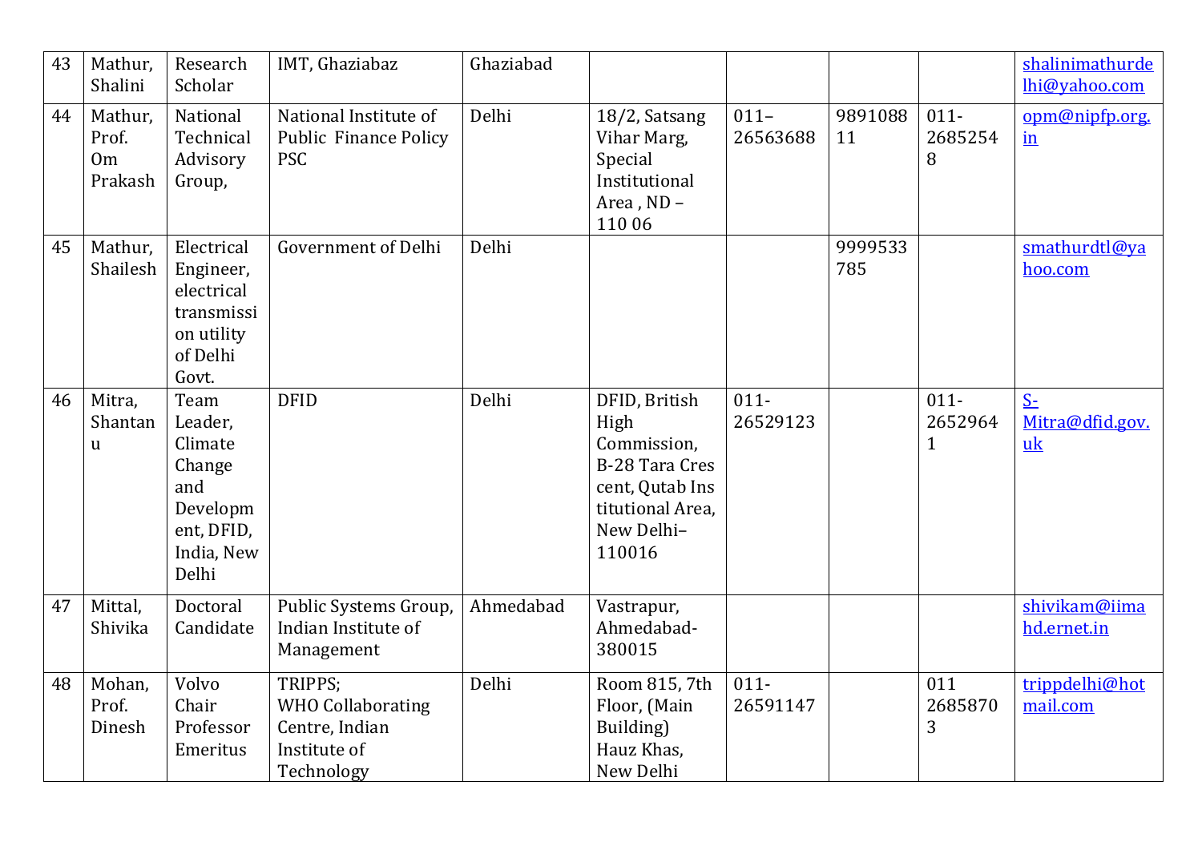| 43 | Mathur, Shalini | Research Scholar | IMT, Ghaziabaz | Ghaziabad | | | | | shalinimathurdelhi@yahoo.com |
|---|---|---|---|---|---|---|---|---|---|
| 44 | Mathur, Prof. Om Prakash | National Technical Advisory Group, | National Institute of Public Finance Policy PSC | Delhi | 18/2, Satsang Vihar Marg, Special Institutional Area , ND – 110 06 | 011–26563688 | 989108811 | 011-26852548 | opm@nipfp.org.in |
| 45 | Mathur, Shailesh | Electrical Engineer, electrical transmission utility of Delhi Govt. | Government of Delhi | Delhi | | | 9999533785 | | smathurdtl@yahoo.com |
| 46 | Mitra, Shantanu | Team Leader, Climate Change and Development, DFID, India, New Delhi | DFID | Delhi | DFID, British High Commission, B-28 Tara Crescent, Qutab Institutional Area, New Delhi–110016 | 011-26529123 | | 011-26529641 | S-Mitra@dfid.gov.uk |
| 47 | Mittal, Shivika | Doctoral Candidate | Public Systems Group, Indian Institute of Management | Ahmedabad | Vastrapur, Ahmedabad-380015 | | | | shivikam@iimahd.ernet.in |
| 48 | Mohan, Prof. Dinesh | Volvo Chair Professor Emeritus | TRIPPS; WHO Collaborating Centre, Indian Institute of Technology | Delhi | Room 815, 7th Floor, (Main Building) Hauz Khas, New Delhi | 011-26591147 | | 011 26858703 | trippdelhi@hotmail.com |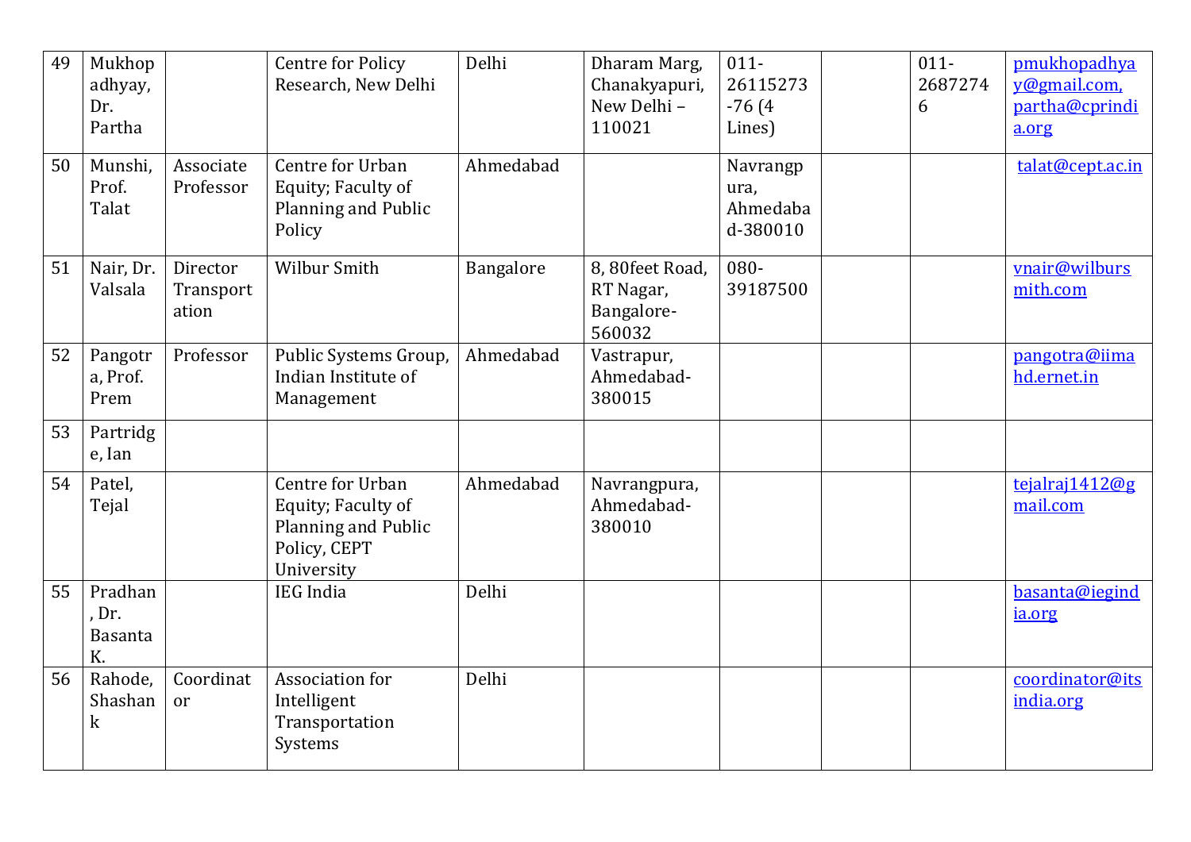| | | | | | | | | | |
|---|---|---|---|---|---|---|---|---|---|
| 49 | Mukhopadhyay, Dr. Partha | | Centre for Policy Research, New Delhi | Delhi | Dharam Marg, Chanakyapuri, New Delhi – 110021 | 011-26115273-76 (4 Lines) | | 011-26872746 | pmukhopadhyay@gmail.com, partha@cprindia.org |
| 50 | Munshi, Prof. Talat | Associate Professor | Centre for Urban Equity; Faculty of Planning and Public Policy | Ahmedabad | | Navrangpura, Ahmedabad-380010 | | | talat@cept.ac.in |
| 51 | Nair, Dr. Valsala | Director Transportation | Wilbur Smith | Bangalore | 8, 80feet Road, RT Nagar, Bangalore-560032 | 080-39187500 | | | vnair@wilbursmith.com |
| 52 | Pangotra, Prof. Prem | Professor | Public Systems Group, Indian Institute of Management | Ahmedabad | Vastrapur, Ahmedabad-380015 | | | | pangotra@iimahd.ernet.in |
| 53 | Partridge, Ian | | | | | | | | |
| 54 | Patel, Tejal | | Centre for Urban Equity; Faculty of Planning and Public Policy, CEPT University | Ahmedabad | Navrangpura, Ahmedabad-380010 | | | | tejalraj1412@gmail.com |
| 55 | Pradhan, Dr. Basanta K. | | IEG India | Delhi | | | | | basanta@iegindia.org |
| 56 | Rahode, Shashank | Coordinator | Association for Intelligent Transportation Systems | Delhi | | | | | coordinator@itsindia.org |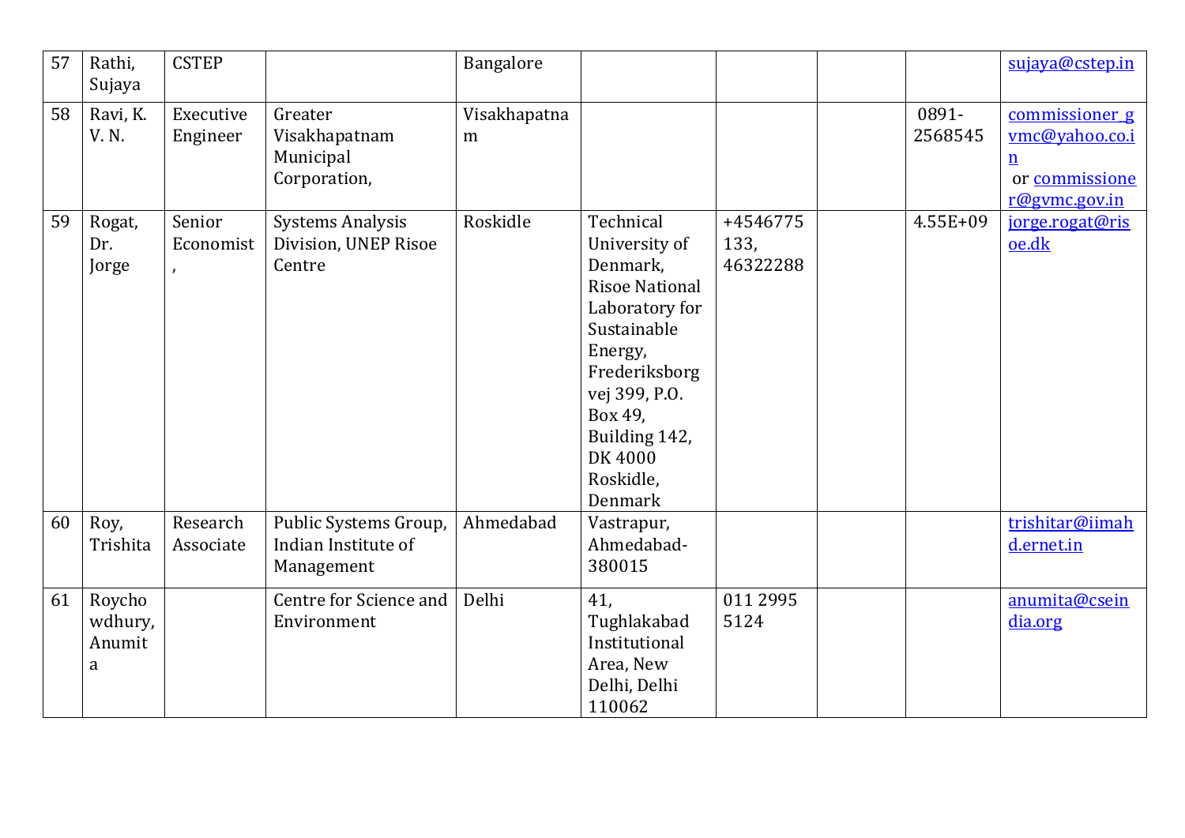| 57 | Rathi, Sujaya | CSTEP | | Bangalore | | | | | sujaya@cstep.in |
|---|---|---|---|---|---|---|---|---|---|
| 58 | Ravi, K. V. N. | Executive Engineer | Greater Visakhapatnam Municipal Corporation, | Visakhapatnam | | | | 0891-2568545 | commissioner_gvmc@yahoo.co.in or commissioner@gvmc.gov.in |
| 59 | Rogat, Dr. Jorge | Senior Economist, | Systems Analysis Division, UNEP Risoe Centre | Roskidle | Technical University of Denmark, Risoe National Laboratory for Sustainable Energy, Frederiksborg vej 399, P.O. Box 49, Building 142, DK 4000 Roskidle, Denmark | +4546775133, 46322288 | | 4.55E+09 | jorge.rogat@risoe.dk |
| 60 | Roy, Trishita | Research Associate | Public Systems Group, Indian Institute of Management | Ahmedabad | Vastrapur, Ahmedabad-380015 | | | | trishitar@iimahd.ernet.in |
| 61 | Roychowdhury, Anumita | | Centre for Science and Environment | Delhi | 41, Tughlakabad Institutional Area, New Delhi, Delhi 110062 | 011 2995 5124 | | | anumita@cseindia.org |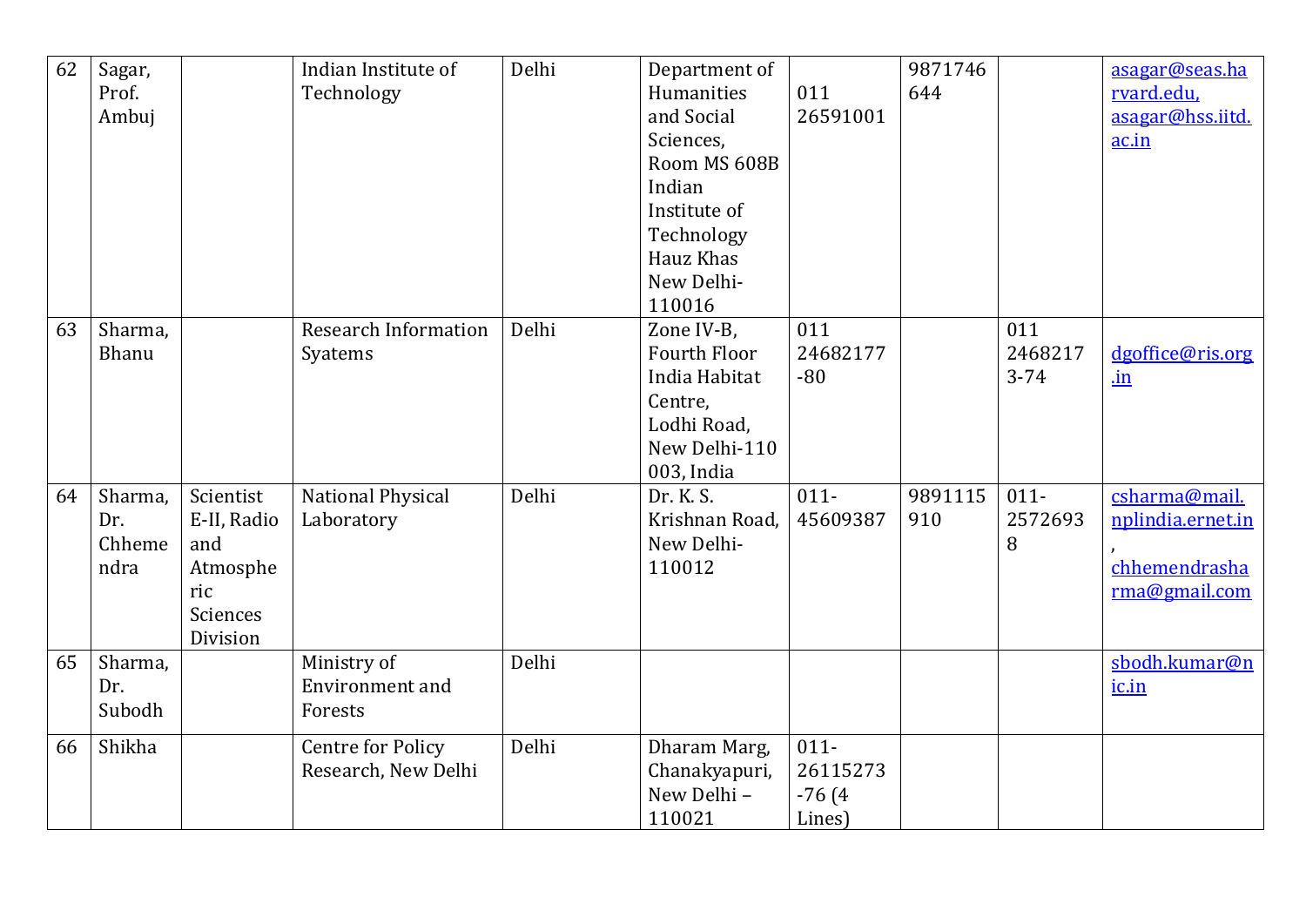| 62 | Sagar, Prof. Ambuj | | Indian Institute of Technology | Delhi | Department of Humanities and Social Sciences, Room MS 608B Indian Institute of Technology Hauz Khas New Delhi-110016 | 011 26591001 | 9871746644 | | asagar@seas.harvard.edu, asagar@hss.iitd.ac.in |
|---|---|---|---|---|---|---|---|---|---|
| 63 | Sharma, Bhanu | | Research Information Syatems | Delhi | Zone IV-B, Fourth Floor India Habitat Centre, Lodhi Road, New Delhi-110 003, India | 011 24682177-80 | | 011 24682173-74 | dgoffice@ris.org.in |
| 64 | Sharma, Dr. Chhemendra | Scientist E-II, Radio and Atmospheric Sciences Division | National Physical Laboratory | Delhi | Dr. K. S. Krishnan Road, New Delhi-110012 | 011-45609387 | 9891115910 | 011-25726938 | csharma@mail.nplindia.ernet.in, chhemendrasharma@gmail.com |
| 65 | Sharma, Dr. Subodh | | Ministry of Environment and Forests | Delhi | | | | | sbodh.kumar@nic.in |
| 66 | Shikha | | Centre for Policy Research, New Delhi | Delhi | Dharam Marg, Chanakyapuri, New Delhi – 110021 | 011-26115273-76 (4 Lines) | | | |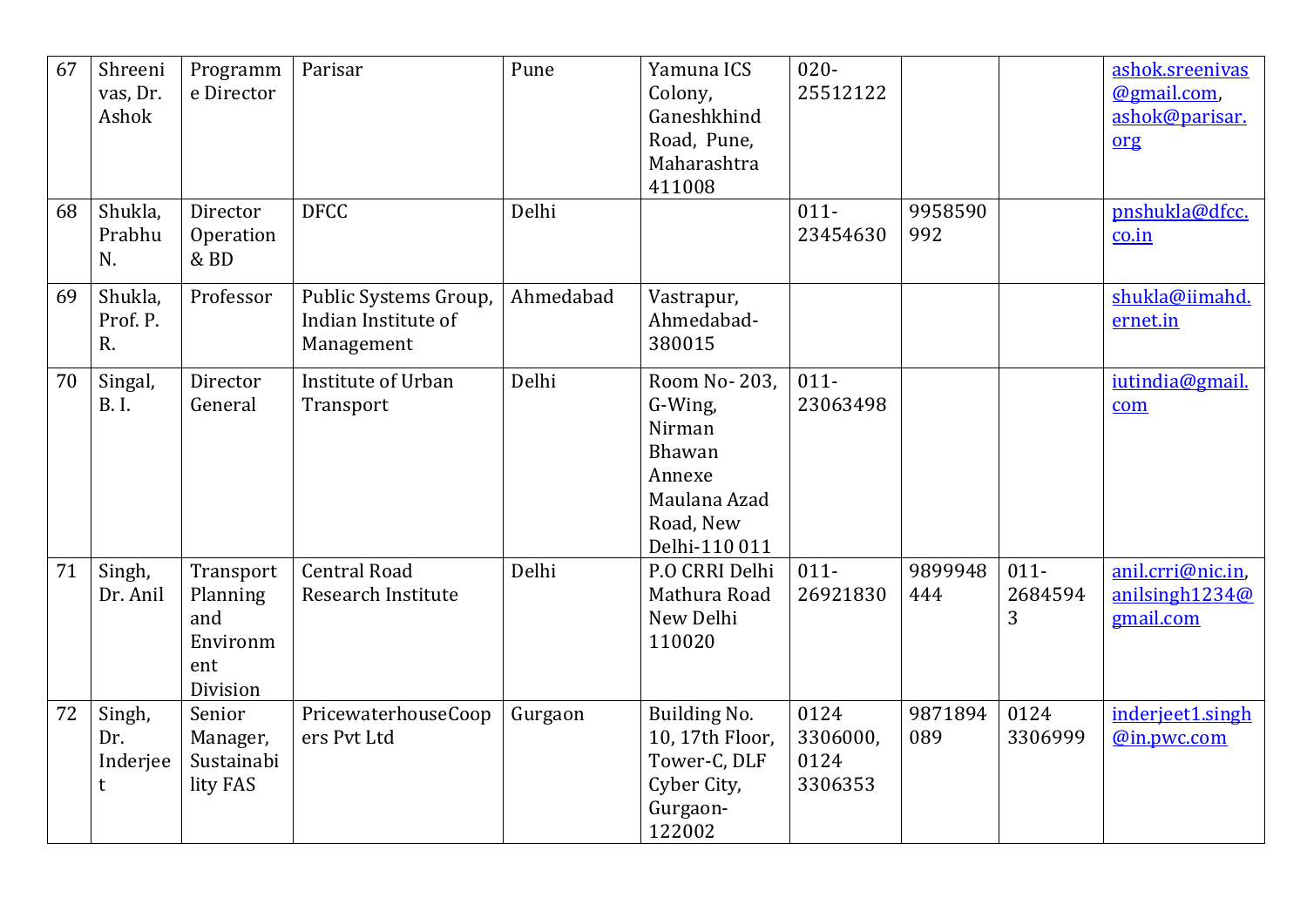| 67 | Shreenivas, Dr. Ashok | Programme Director | Parisar | Pune | Yamuna ICS Colony, Ganeshkhind Road, Pune, Maharashtra 411008 | 020-25512122 | | | ashok.sreenivas@gmail.com, ashok@parisar.org |
|---|---|---|---|---|---|---|---|---|---|
| 68 | Shukla, Prabhu N. | Director Operation & BD | DFCC | Delhi | | 011-23454630 | 9958590992 | | pnshukla@dfcc.co.in |
| 69 | Shukla, Prof. P. R. | Professor | Public Systems Group, Indian Institute of Management | Ahmedabad | Vastrapur, Ahmedabad-380015 | | | | shukla@iimahd.ernet.in |
| 70 | Singal, B. I. | Director General | Institute of Urban Transport | Delhi | Room No- 203, G-Wing, Nirman Bhawan Annexe Maulana Azad Road, New Delhi-110 011 | 011-23063498 | | | iutindia@gmail.com |
| 71 | Singh, Dr. Anil | Transport Planning and Environment Division | Central Road Research Institute | Delhi | P.O CRRI Delhi Mathura Road New Delhi 110020 | 011-26921830 | 9899948444 | 011-26845943 | anil.crri@nic.in, anilsingh1234@gmail.com |
| 72 | Singh, Dr. Inderjeet | Senior Manager, Sustainability FAS | PricewaterhouseCoopers Pvt Ltd | Gurgaon | Building No. 10, 17th Floor, Tower-C, DLF Cyber City, Gurgaon-122002 | 0124 3306000, 0124 3306353 | 9871894089 | 0124 3306999 | inderjeet1.singh@in.pwc.com |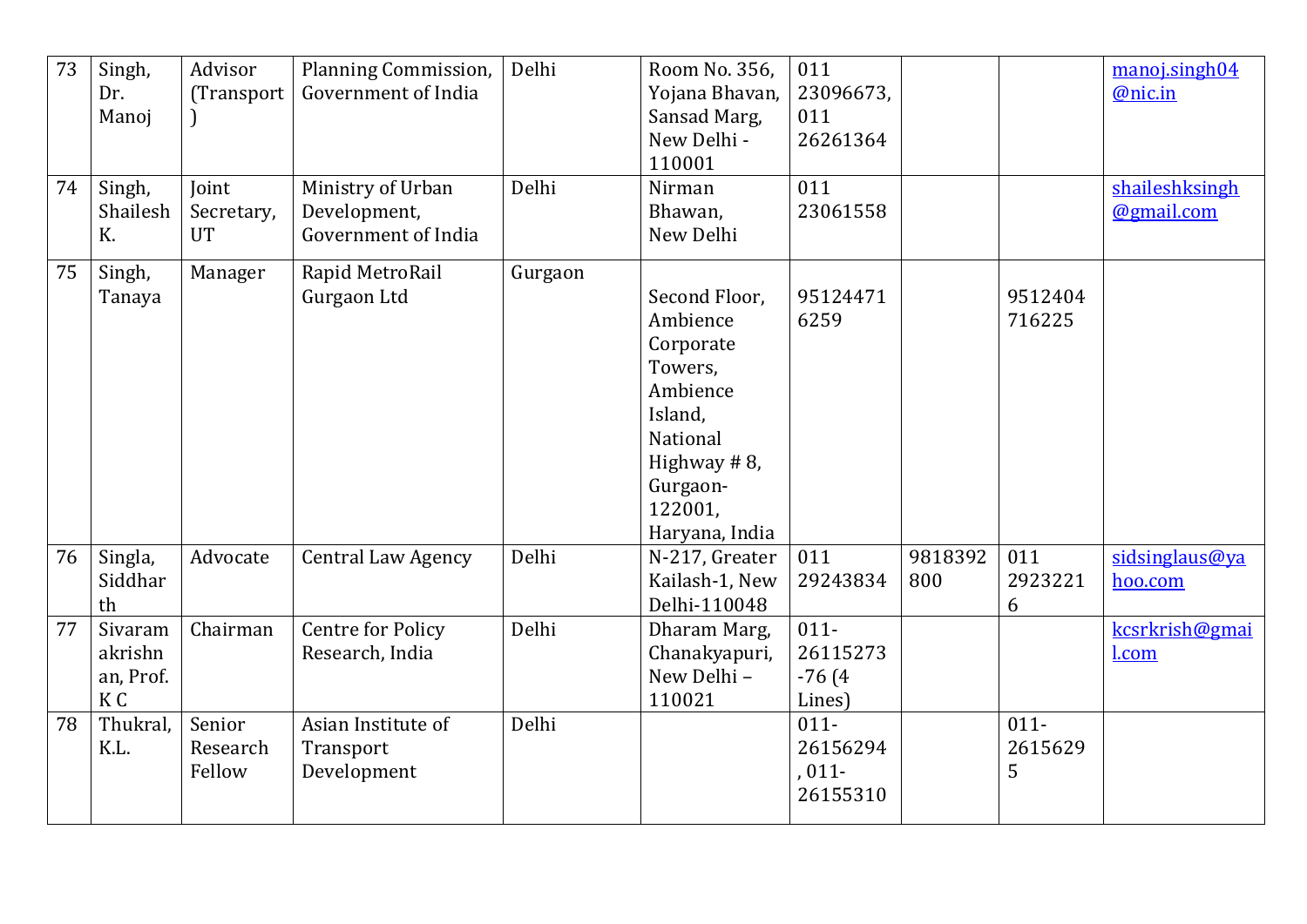| 73 | Singh, Dr. Manoj | Advisor (Transport) | Planning Commission, Government of India | Delhi | Room No. 356, Yojana Bhavan, Sansad Marg, New Delhi - 110001 | 011 23096673, 011 26261364 | | | manoj.singh04@nic.in |
|---|---|---|---|---|---|---|---|---|---|
| 74 | Singh, Shailesh K. | Joint Secretary, UT | Ministry of Urban Development, Government of India | Delhi | Nirman Bhawan, New Delhi | 011 23061558 | | | shaileshksingh@gmail.com |
| 75 | Singh, Tanaya | Manager | Rapid MetroRail Gurgaon Ltd | Gurgaon | Second Floor, Ambience Corporate Towers, Ambience Island, National Highway # 8, Gurgaon-122001, Haryana, India | 951244716259 | | 9512404716225 | |
| 76 | Singla, Siddharth | Advocate | Central Law Agency | Delhi | N-217, Greater Kailash-1, New Delhi-110048 | 011 29243834 | 9818392800 | 011 29232216 | sidsinglaus@yahoo.com |
| 77 | Sivaramakrishnan, Prof. K C | Chairman | Centre for Policy Research, India | Delhi | Dharam Marg, Chanakyapuri, New Delhi – 110021 | 011-26115273-76 (4 Lines) | | | kcsrkrish@gmail.com |
| 78 | Thukral, K.L. | Senior Research Fellow | Asian Institute of Transport Development | Delhi | | 011-26156294, 011-26155310 | | 011-26156295 | |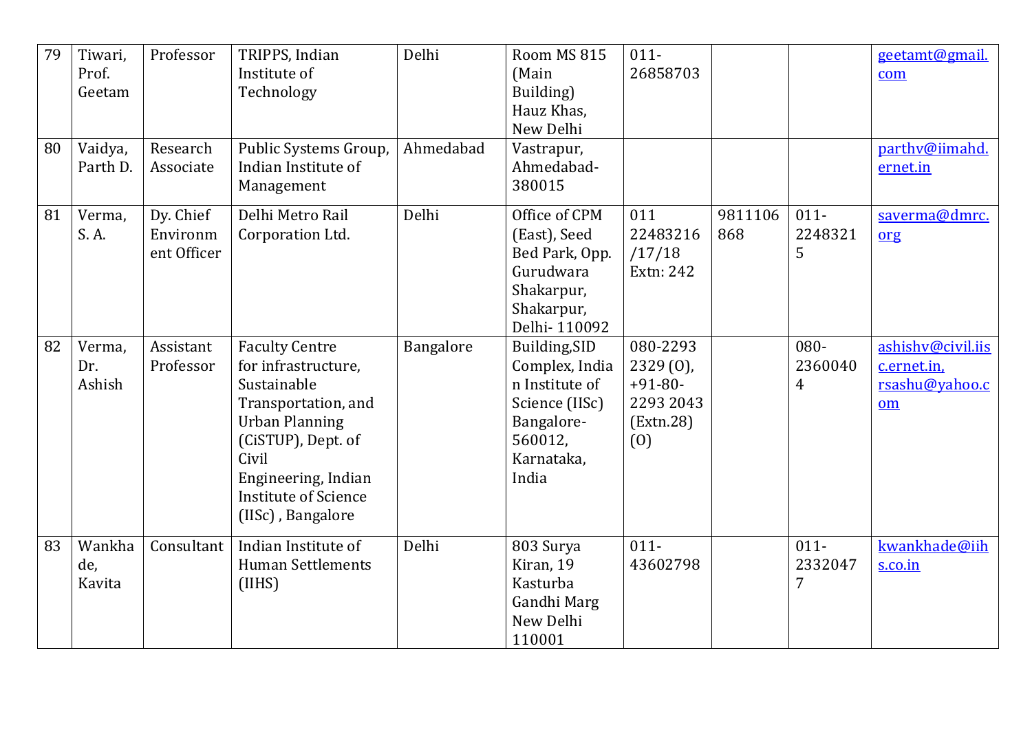| | | | | | | | | | |
|---|---|---|---|---|---|---|---|---|---|
| 79 | Tiwari, Prof. Geetam | Professor | TRIPPS, Indian Institute of Technology | Delhi | Room MS 815 (Main Building) Hauz Khas, New Delhi | 011-26858703 | | | geetamt@gmail.com |
| 80 | Vaidya, Parth D. | Research Associate | Public Systems Group, Indian Institute of Management | Ahmedabad | Vastrapur, Ahmedabad-380015 | | | | parthv@iimahd.ernet.in |
| 81 | Verma, S. A. | Dy. Chief Environment Officer | Delhi Metro Rail Corporation Ltd. | Delhi | Office of CPM (East), Seed Bed Park, Opp. Gurudwara Shakarpur, Shakarpur, Delhi- 110092 | 011 22483216 /17/18 Extn: 242 | 9811106868 | 011-22483215 | saverma@dmrc.org |
| 82 | Verma, Dr. Ashish | Assistant Professor | Faculty Centre for infrastructure, Sustainable Transportation, and Urban Planning (CiSTUP), Dept. of Civil Engineering, Indian Institute of Science (IISc) , Bangalore | Bangalore | Building,SID Complex, Indian Institute of Science (IISc) Bangalore-560012, Karnataka, India | 080-2293 2329 (O), +91-80-2293 2043 (Extn.28) (O) | | 080-23600404 | ashishv@civil.iisc.ernet.in, rsashu@yahoo.com |
| 83 | Wankhade, Kavita | Consultant | Indian Institute of Human Settlements (IIHS) | Delhi | 803 Surya Kiran, 19 Kasturba Gandhi Marg New Delhi 110001 | 011-43602798 | | 011-23320477 | kwankhade@iihs.co.in |